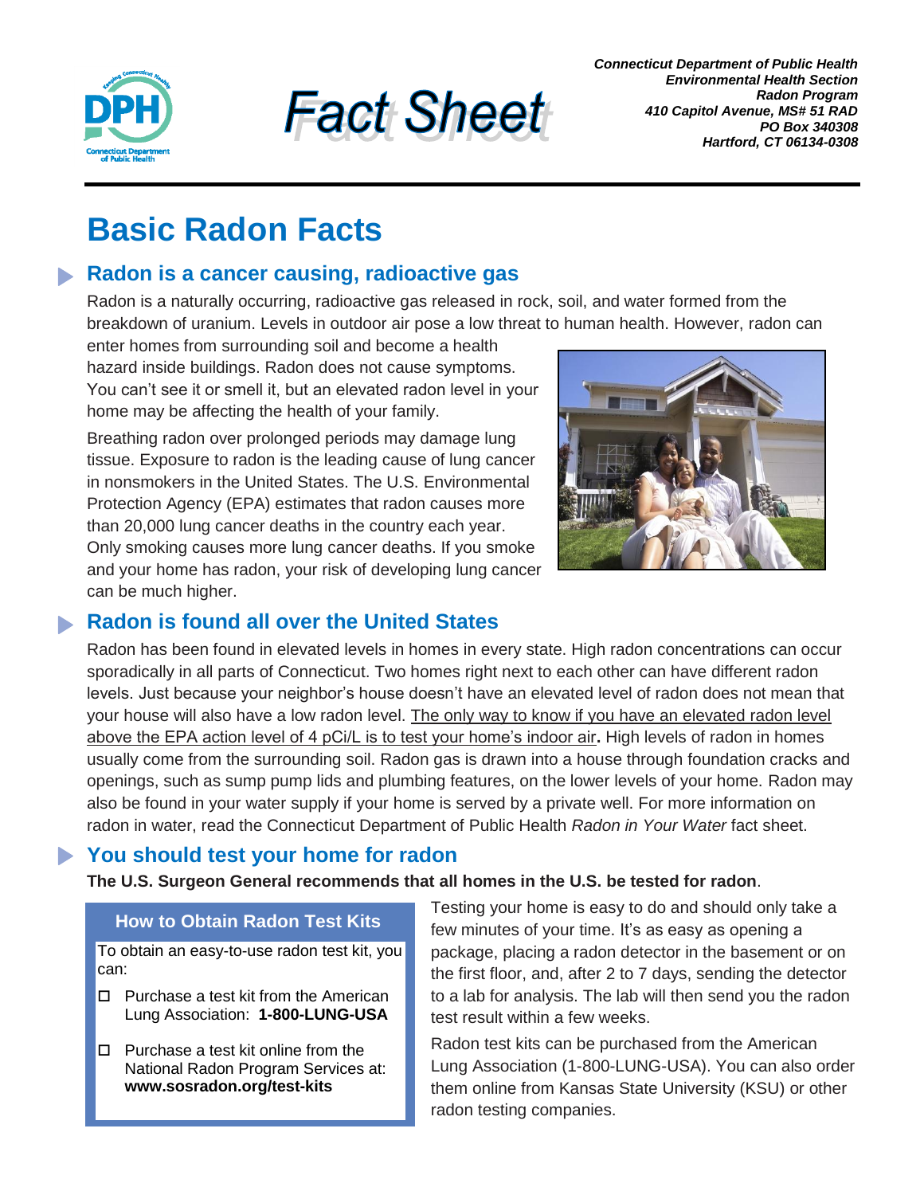Connecticut Department of Public Health
Environmental Health Section
Radon Program
410 Capitol Avenue, MS# 51 RAD
PO Box 340308
Hartford, CT 06134-0308

# Fact Sheet

# Basic Radon Facts

## Radon is a cancer causing, radioactive gas

Radon is a naturally occurring, radioactive gas released in rock, soil, and water formed from the breakdown of uranium. Levels in outdoor air pose a low threat to human health. However, radon can enter homes from surrounding soil and become a health hazard inside buildings. Radon does not cause symptoms. You can't see it or smell it, but an elevated radon level in your home may be affecting the health of your family.

Breathing radon over prolonged periods may damage lung tissue. Exposure to radon is the leading cause of lung cancer in nonsmokers in the United States. The U.S. Environmental Protection Agency (EPA) estimates that radon causes more than 20,000 lung cancer deaths in the country each year. Only smoking causes more lung cancer deaths. If you smoke and your home has radon, your risk of developing lung cancer can be much higher.

## Radon is found all over the United States

Radon has been found in elevated levels in homes in every state. High radon concentrations can occur sporadically in all parts of Connecticut. Two homes right next to each other can have different radon levels. Just because your neighbor's house doesn't have an elevated level of radon does not mean that your house will also have a low radon level. <u>The only way to know if you have an elevated radon level above the EPA action level of 4 pCi/L is to test your home's indoor air</u>**.** High levels of radon in homes usually come from the surrounding soil. Radon gas is drawn into a house through foundation cracks and openings, such as sump pump lids and plumbing features, on the lower levels of your home. Radon may also be found in your water supply if your home is served by a private well. For more information on radon in water, read the Connecticut Department of Public Health *Radon in Your Water* fact sheet.

## You should test your home for radon

**The U.S. Surgeon General recommends that all homes in the U.S. be tested for radon**.

**How to Obtain Radon Test Kits**

To obtain an easy-to-use radon test kit, you can:

- ☐ Purchase a test kit from the American Lung Association: **1-800-LUNG-USA**
- ☐ Purchase a test kit online from the National Radon Program Services at: **www.sosradon.org/test-kits**

Testing your home is easy to do and should only take a few minutes of your time. It's as easy as opening a package, placing a radon detector in the basement or on the first floor, and, after 2 to 7 days, sending the detector to a lab for analysis. The lab will then send you the radon test result within a few weeks.

Radon test kits can be purchased from the American Lung Association (1-800-LUNG-USA). You can also order them online from Kansas State University (KSU) or other radon testing companies.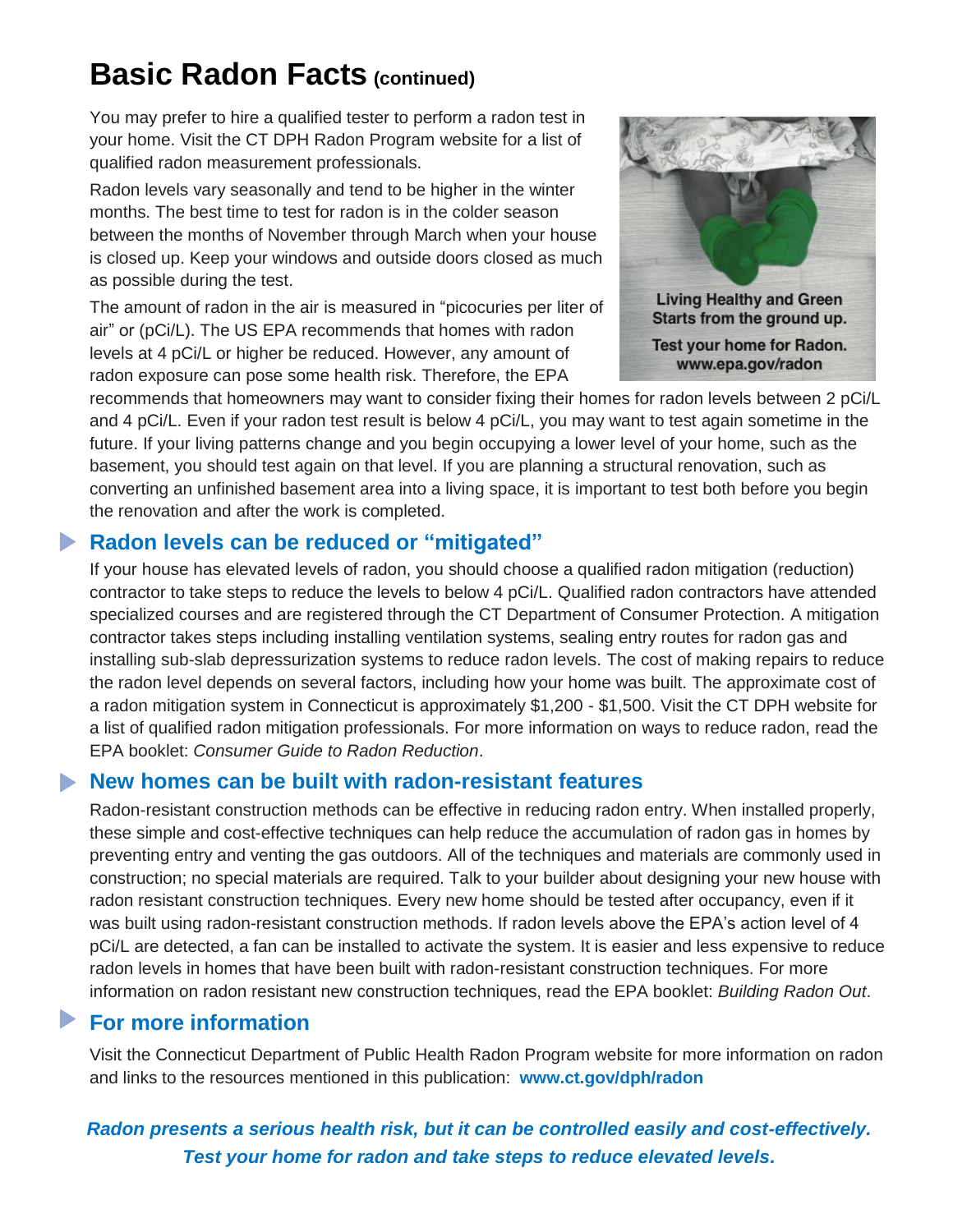# Basic Radon Facts (continued)

You may prefer to hire a qualified tester to perform a radon test in your home. Visit the CT DPH Radon Program website for a list of qualified radon measurement professionals.

Radon levels vary seasonally and tend to be higher in the winter months. The best time to test for radon is in the colder season between the months of November through March when your house is closed up. Keep your windows and outside doors closed as much as possible during the test.

Living Healthy and Green Starts from the ground up.

Test your home for Radon. www.epa.gov/radon

The amount of radon in the air is measured in "picocuries per liter of air" or (pCi/L). The US EPA recommends that homes with radon levels at 4 pCi/L or higher be reduced. However, any amount of radon exposure can pose some health risk. Therefore, the EPA recommends that homeowners may want to consider fixing their homes for radon levels between 2 pCi/L and 4 pCi/L. Even if your radon test result is below 4 pCi/L, you may want to test again sometime in the future. If your living patterns change and you begin occupying a lower level of your home, such as the basement, you should test again on that level. If you are planning a structural renovation, such as converting an unfinished basement area into a living space, it is important to test both before you begin the renovation and after the work is completed.

## Radon levels can be reduced or "mitigated"

If your house has elevated levels of radon, you should choose a qualified radon mitigation (reduction) contractor to take steps to reduce the levels to below 4 pCi/L. Qualified radon contractors have attended specialized courses and are registered through the CT Department of Consumer Protection. A mitigation contractor takes steps including installing ventilation systems, sealing entry routes for radon gas and installing sub-slab depressurization systems to reduce radon levels. The cost of making repairs to reduce the radon level depends on several factors, including how your home was built. The approximate cost of a radon mitigation system in Connecticut is approximately $1,200 - $1,500. Visit the CT DPH website for a list of qualified radon mitigation professionals. For more information on ways to reduce radon, read the EPA booklet: *Consumer Guide to Radon Reduction*.

## New homes can be built with radon-resistant features

Radon-resistant construction methods can be effective in reducing radon entry. When installed properly, these simple and cost-effective techniques can help reduce the accumulation of radon gas in homes by preventing entry and venting the gas outdoors. All of the techniques and materials are commonly used in construction; no special materials are required. Talk to your builder about designing your new house with radon resistant construction techniques. Every new home should be tested after occupancy, even if it was built using radon-resistant construction methods. If radon levels above the EPA's action level of 4 pCi/L are detected, a fan can be installed to activate the system. It is easier and less expensive to reduce radon levels in homes that have been built with radon-resistant construction techniques. For more information on radon resistant new construction techniques, read the EPA booklet: *Building Radon Out*.

## For more information

Visit the Connecticut Department of Public Health Radon Program website for more information on radon and links to the resources mentioned in this publication: **www.ct.gov/dph/radon**

***Radon presents a serious health risk, but it can be controlled easily and cost-effectively. Test your home for radon and take steps to reduce elevated levels.***